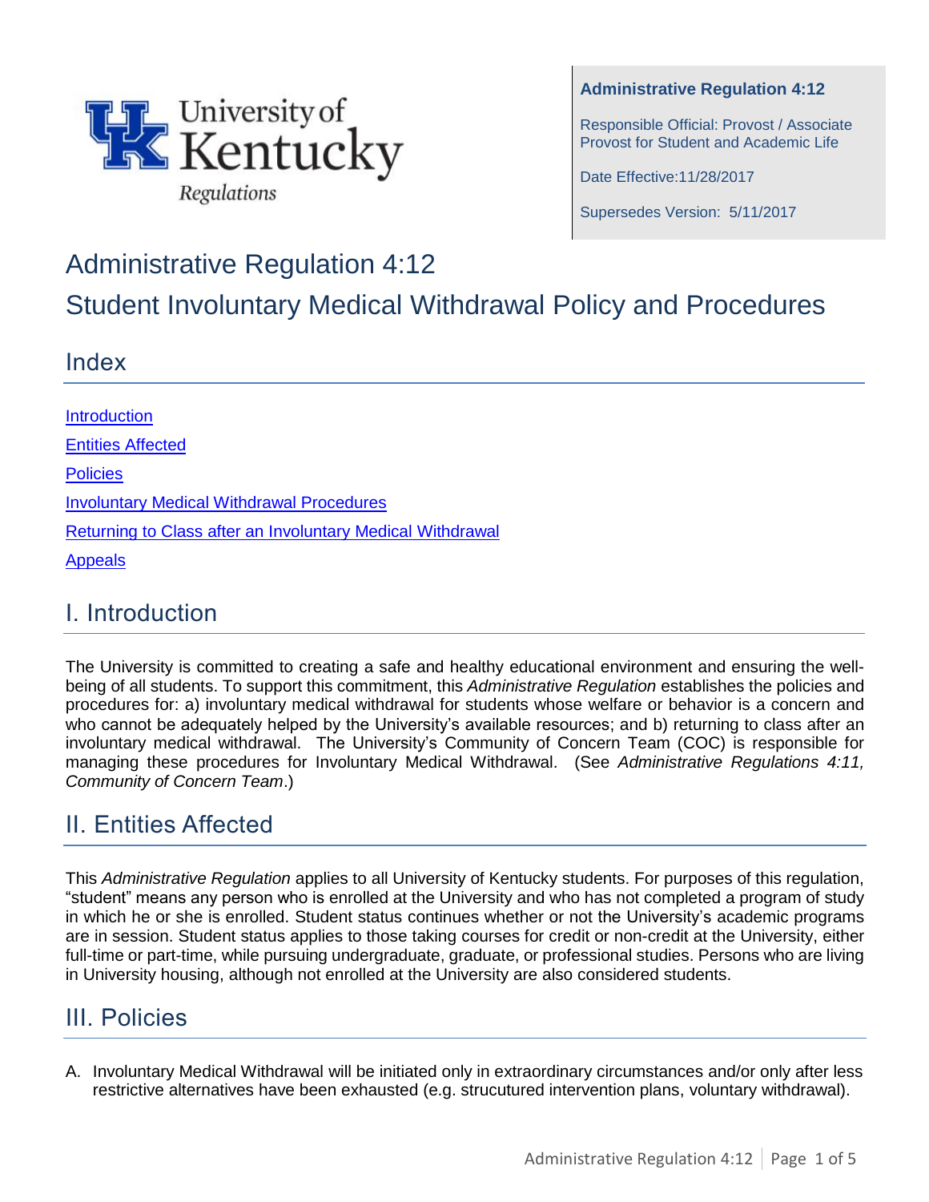University of Kentucky Regulations

**Administrative Regulation 4:12**

Responsible Official: Provost / Associate Provost for Student and Academic Life

Date Effective:11/28/2017

Supersedes Version: 5/11/2017

# Administrative Regulation 4:12
# Student Involuntary Medical Withdrawal Policy and Procedures

## Index

[Introduction](#)

[Entities Affected](#)

[Policies](#)

[Involuntary Medical Withdrawal Procedures](#)

[Returning to Class after an Involuntary Medical Withdrawal](#)

[Appeals](#)

## I. Introduction

The University is committed to creating a safe and healthy educational environment and ensuring the well-being of all students. To support this commitment, this *Administrative Regulation* establishes the policies and procedures for: a) involuntary medical withdrawal for students whose welfare or behavior is a concern and who cannot be adequately helped by the University's available resources; and b) returning to class after an involuntary medical withdrawal. The University's Community of Concern Team (COC) is responsible for managing these procedures for Involuntary Medical Withdrawal. (See *Administrative Regulations 4:11, Community of Concern Team*.)

## II. Entities Affected

This *Administrative Regulation* applies to all University of Kentucky students. For purposes of this regulation, "student" means any person who is enrolled at the University and who has not completed a program of study in which he or she is enrolled. Student status continues whether or not the University's academic programs are in session. Student status applies to those taking courses for credit or non-credit at the University, either full-time or part-time, while pursuing undergraduate, graduate, or professional studies. Persons who are living in University housing, although not enrolled at the University are also considered students.

## III. Policies

A. Involuntary Medical Withdrawal will be initiated only in extraordinary circumstances and/or only after less restrictive alternatives have been exhausted (e.g. strucutured intervention plans, voluntary withdrawal).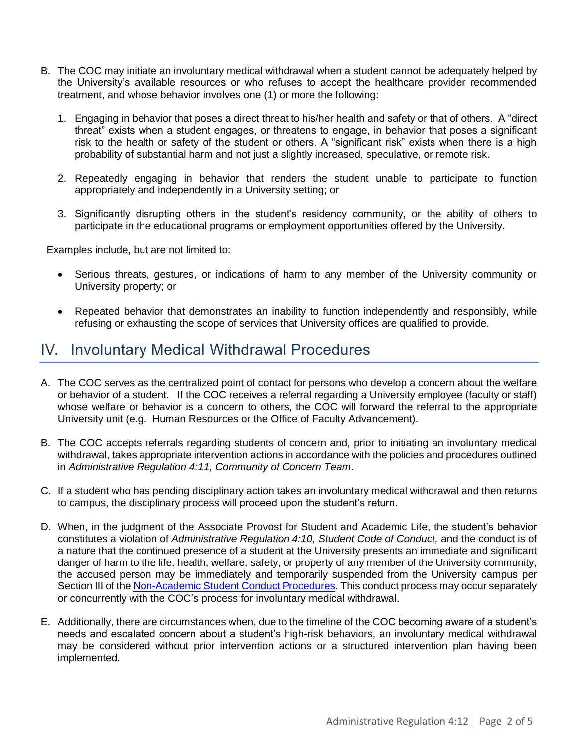B. The COC may initiate an involuntary medical withdrawal when a student cannot be adequately helped by the University's available resources or who refuses to accept the healthcare provider recommended treatment, and whose behavior involves one (1) or more the following:

   1. Engaging in behavior that poses a direct threat to his/her health and safety or that of others. A "direct threat" exists when a student engages, or threatens to engage, in behavior that poses a significant risk to the health or safety of the student or others. A "significant risk" exists when there is a high probability of substantial harm and not just a slightly increased, speculative, or remote risk.

   2. Repeatedly engaging in behavior that renders the student unable to participate to function appropriately and independently in a University setting; or

   3. Significantly disrupting others in the student's residency community, or the ability of others to participate in the educational programs or employment opportunities offered by the University.

Examples include, but are not limited to:

- Serious threats, gestures, or indications of harm to any member of the University community or University property; or

- Repeated behavior that demonstrates an inability to function independently and responsibly, while refusing or exhausting the scope of services that University offices are qualified to provide.

## IV. Involuntary Medical Withdrawal Procedures

A. The COC serves as the centralized point of contact for persons who develop a concern about the welfare or behavior of a student. If the COC receives a referral regarding a University employee (faculty or staff) whose welfare or behavior is a concern to others, the COC will forward the referral to the appropriate University unit (e.g. Human Resources or the Office of Faculty Advancement).

B. The COC accepts referrals regarding students of concern and, prior to initiating an involuntary medical withdrawal, takes appropriate intervention actions in accordance with the policies and procedures outlined in *Administrative Regulation 4:11, Community of Concern Team*.

C. If a student who has pending disciplinary action takes an involuntary medical withdrawal and then returns to campus, the disciplinary process will proceed upon the student's return.

D. When, in the judgment of the Associate Provost for Student and Academic Life, the student's behavior constitutes a violation of *Administrative Regulation 4:10, Student Code of Conduct,* and the conduct is of a nature that the continued presence of a student at the University presents an immediate and significant danger of harm to the life, health, welfare, safety, or property of any member of the University community, the accused person may be immediately and temporarily suspended from the University campus per Section III of the Non-Academic Student Conduct Procedures. This conduct process may occur separately or concurrently with the COC's process for involuntary medical withdrawal.

E. Additionally, there are circumstances when, due to the timeline of the COC becoming aware of a student's needs and escalated concern about a student's high-risk behaviors, an involuntary medical withdrawal may be considered without prior intervention actions or a structured intervention plan having been implemented.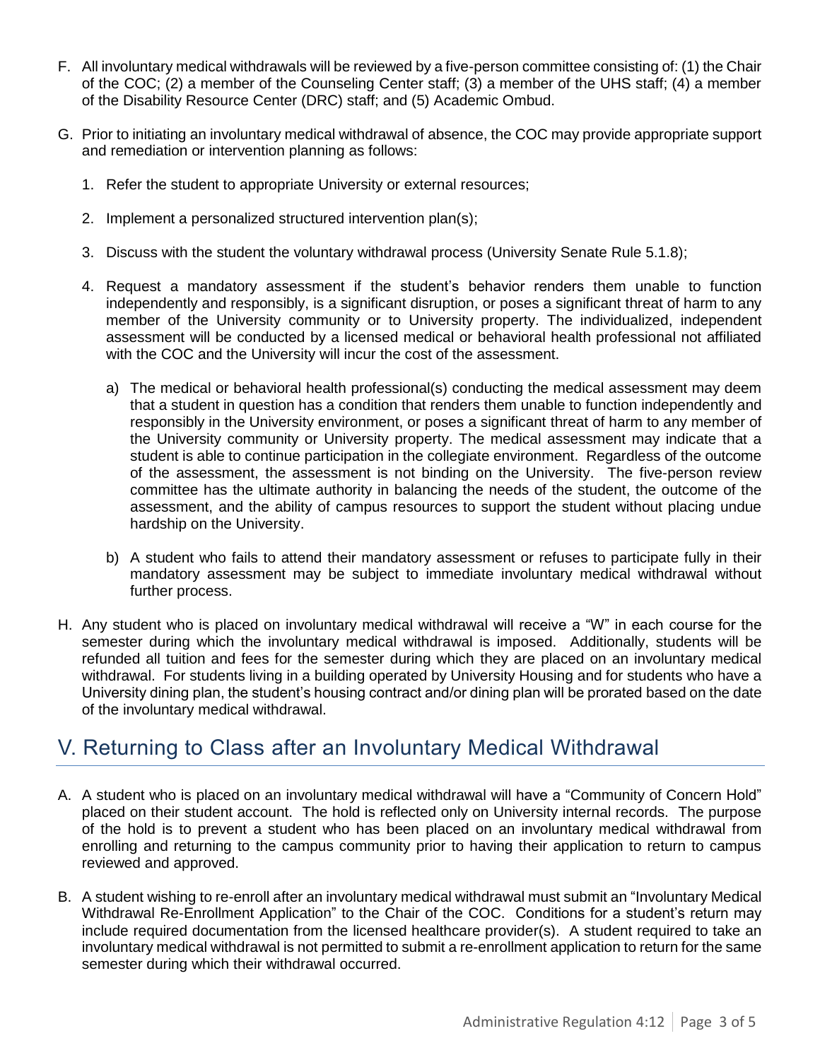F. All involuntary medical withdrawals will be reviewed by a five-person committee consisting of: (1) the Chair of the COC; (2) a member of the Counseling Center staff; (3) a member of the UHS staff; (4) a member of the Disability Resource Center (DRC) staff; and (5) Academic Ombud.

G. Prior to initiating an involuntary medical withdrawal of absence, the COC may provide appropriate support and remediation or intervention planning as follows:

   1. Refer the student to appropriate University or external resources;

   2. Implement a personalized structured intervention plan(s);

   3. Discuss with the student the voluntary withdrawal process (University Senate Rule 5.1.8);

   4. Request a mandatory assessment if the student's behavior renders them unable to function independently and responsibly, is a significant disruption, or poses a significant threat of harm to any member of the University community or to University property. The individualized, independent assessment will be conducted by a licensed medical or behavioral health professional not affiliated with the COC and the University will incur the cost of the assessment.

      a) The medical or behavioral health professional(s) conducting the medical assessment may deem that a student in question has a condition that renders them unable to function independently and responsibly in the University environment, or poses a significant threat of harm to any member of the University community or University property. The medical assessment may indicate that a student is able to continue participation in the collegiate environment. Regardless of the outcome of the assessment, the assessment is not binding on the University. The five-person review committee has the ultimate authority in balancing the needs of the student, the outcome of the assessment, and the ability of campus resources to support the student without placing undue hardship on the University.

      b) A student who fails to attend their mandatory assessment or refuses to participate fully in their mandatory assessment may be subject to immediate involuntary medical withdrawal without further process.

H. Any student who is placed on involuntary medical withdrawal will receive a "W" in each course for the semester during which the involuntary medical withdrawal is imposed. Additionally, students will be refunded all tuition and fees for the semester during which they are placed on an involuntary medical withdrawal. For students living in a building operated by University Housing and for students who have a University dining plan, the student's housing contract and/or dining plan will be prorated based on the date of the involuntary medical withdrawal.

## V. Returning to Class after an Involuntary Medical Withdrawal

A. A student who is placed on an involuntary medical withdrawal will have a "Community of Concern Hold" placed on their student account. The hold is reflected only on University internal records. The purpose of the hold is to prevent a student who has been placed on an involuntary medical withdrawal from enrolling and returning to the campus community prior to having their application to return to campus reviewed and approved.

B. A student wishing to re-enroll after an involuntary medical withdrawal must submit an "Involuntary Medical Withdrawal Re-Enrollment Application" to the Chair of the COC. Conditions for a student's return may include required documentation from the licensed healthcare provider(s). A student required to take an involuntary medical withdrawal is not permitted to submit a re-enrollment application to return for the same semester during which their withdrawal occurred.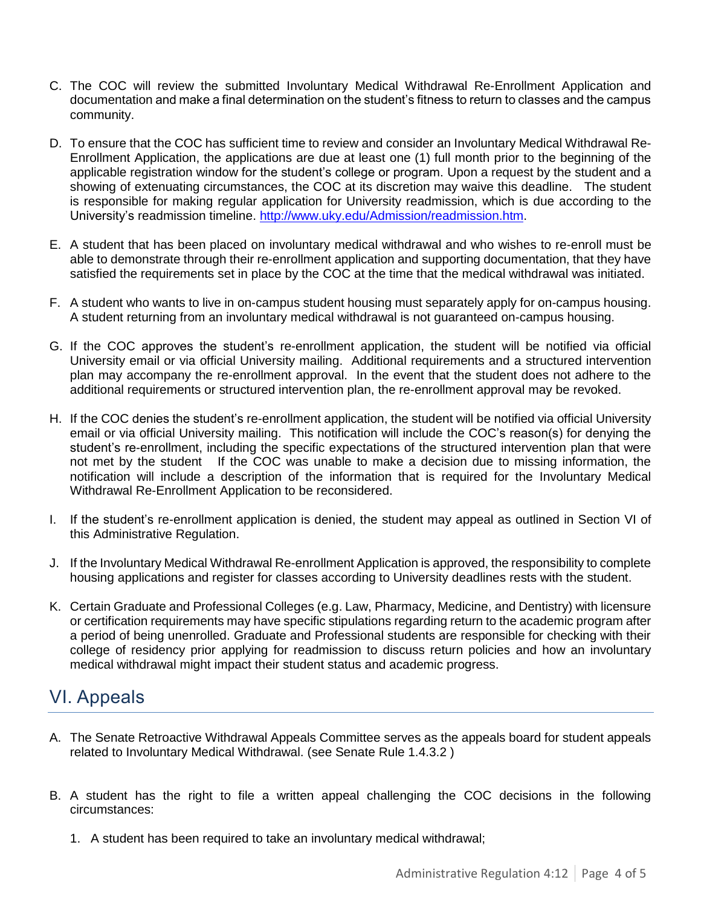C. The COC will review the submitted Involuntary Medical Withdrawal Re-Enrollment Application and documentation and make a final determination on the student's fitness to return to classes and the campus community.

D. To ensure that the COC has sufficient time to review and consider an Involuntary Medical Withdrawal Re-Enrollment Application, the applications are due at least one (1) full month prior to the beginning of the applicable registration window for the student's college or program. Upon a request by the student and a showing of extenuating circumstances, the COC at its discretion may waive this deadline. The student is responsible for making regular application for University readmission, which is due according to the University's readmission timeline. http://www.uky.edu/Admission/readmission.htm.

E. A student that has been placed on involuntary medical withdrawal and who wishes to re-enroll must be able to demonstrate through their re-enrollment application and supporting documentation, that they have satisfied the requirements set in place by the COC at the time that the medical withdrawal was initiated.

F. A student who wants to live in on-campus student housing must separately apply for on-campus housing. A student returning from an involuntary medical withdrawal is not guaranteed on-campus housing.

G. If the COC approves the student's re-enrollment application, the student will be notified via official University email or via official University mailing. Additional requirements and a structured intervention plan may accompany the re-enrollment approval. In the event that the student does not adhere to the additional requirements or structured intervention plan, the re-enrollment approval may be revoked.

H. If the COC denies the student's re-enrollment application, the student will be notified via official University email or via official University mailing. This notification will include the COC's reason(s) for denying the student's re-enrollment, including the specific expectations of the structured intervention plan that were not met by the student If the COC was unable to make a decision due to missing information, the notification will include a description of the information that is required for the Involuntary Medical Withdrawal Re-Enrollment Application to be reconsidered.

I. If the student's re-enrollment application is denied, the student may appeal as outlined in Section VI of this Administrative Regulation.

J. If the Involuntary Medical Withdrawal Re-enrollment Application is approved, the responsibility to complete housing applications and register for classes according to University deadlines rests with the student.

K. Certain Graduate and Professional Colleges (e.g. Law, Pharmacy, Medicine, and Dentistry) with licensure or certification requirements may have specific stipulations regarding return to the academic program after a period of being unenrolled. Graduate and Professional students are responsible for checking with their college of residency prior applying for readmission to discuss return policies and how an involuntary medical withdrawal might impact their student status and academic progress.

## VI. Appeals

A. The Senate Retroactive Withdrawal Appeals Committee serves as the appeals board for student appeals related to Involuntary Medical Withdrawal. (see Senate Rule 1.4.3.2 )

B. A student has the right to file a written appeal challenging the COC decisions in the following circumstances:

   1. A student has been required to take an involuntary medical withdrawal;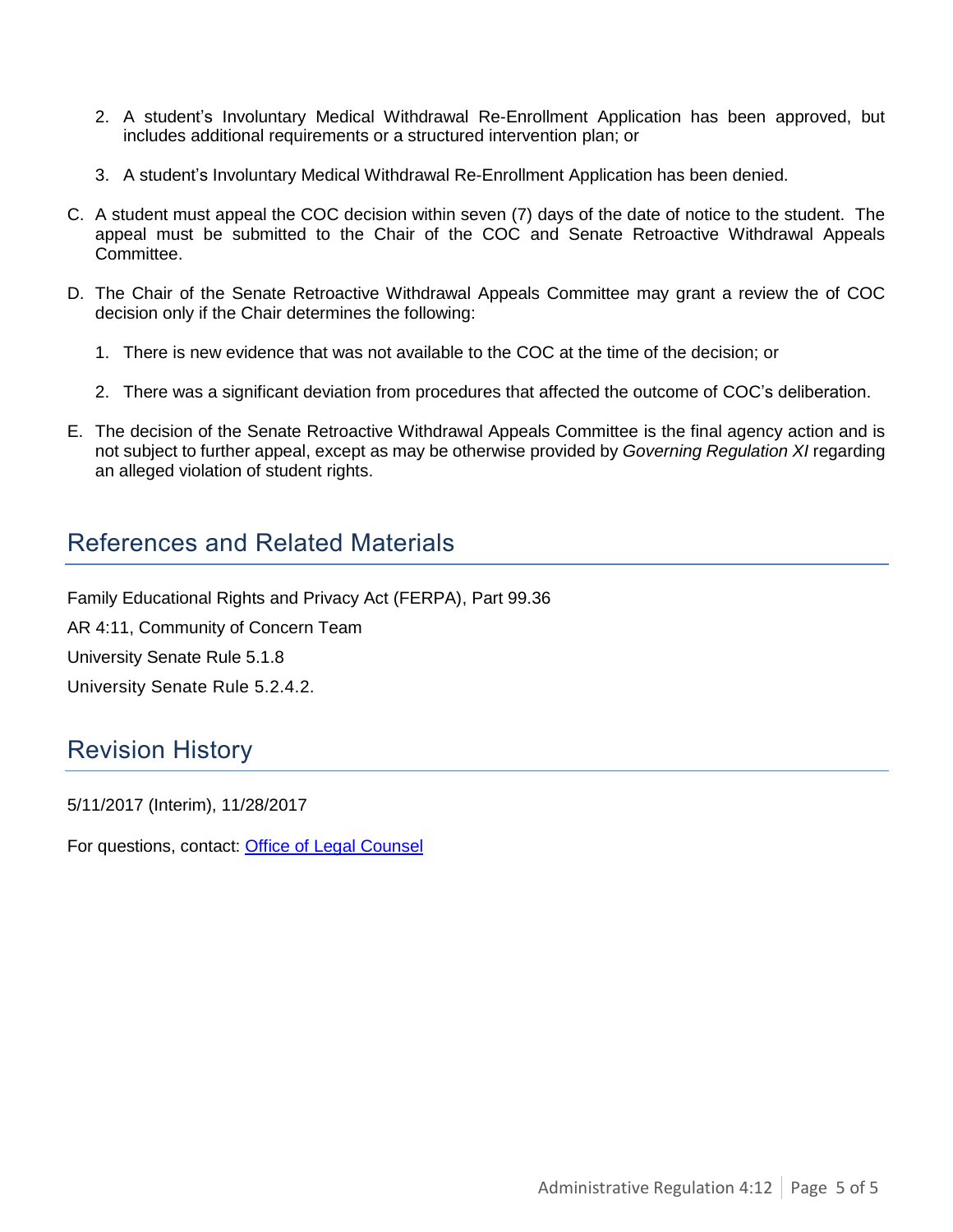2. A student's Involuntary Medical Withdrawal Re-Enrollment Application has been approved, but includes additional requirements or a structured intervention plan; or

3. A student's Involuntary Medical Withdrawal Re-Enrollment Application has been denied.

C. A student must appeal the COC decision within seven (7) days of the date of notice to the student. The appeal must be submitted to the Chair of the COC and Senate Retroactive Withdrawal Appeals Committee.

D. The Chair of the Senate Retroactive Withdrawal Appeals Committee may grant a review the of COC decision only if the Chair determines the following:

1. There is new evidence that was not available to the COC at the time of the decision; or

2. There was a significant deviation from procedures that affected the outcome of COC's deliberation.

E. The decision of the Senate Retroactive Withdrawal Appeals Committee is the final agency action and is not subject to further appeal, except as may be otherwise provided by *Governing Regulation XI* regarding an alleged violation of student rights.

## References and Related Materials

Family Educational Rights and Privacy Act (FERPA), Part 99.36

AR 4:11, Community of Concern Team

University Senate Rule 5.1.8

University Senate Rule 5.2.4.2.

## Revision History

5/11/2017 (Interim), 11/28/2017

For questions, contact: [Office of Legal Counsel]()